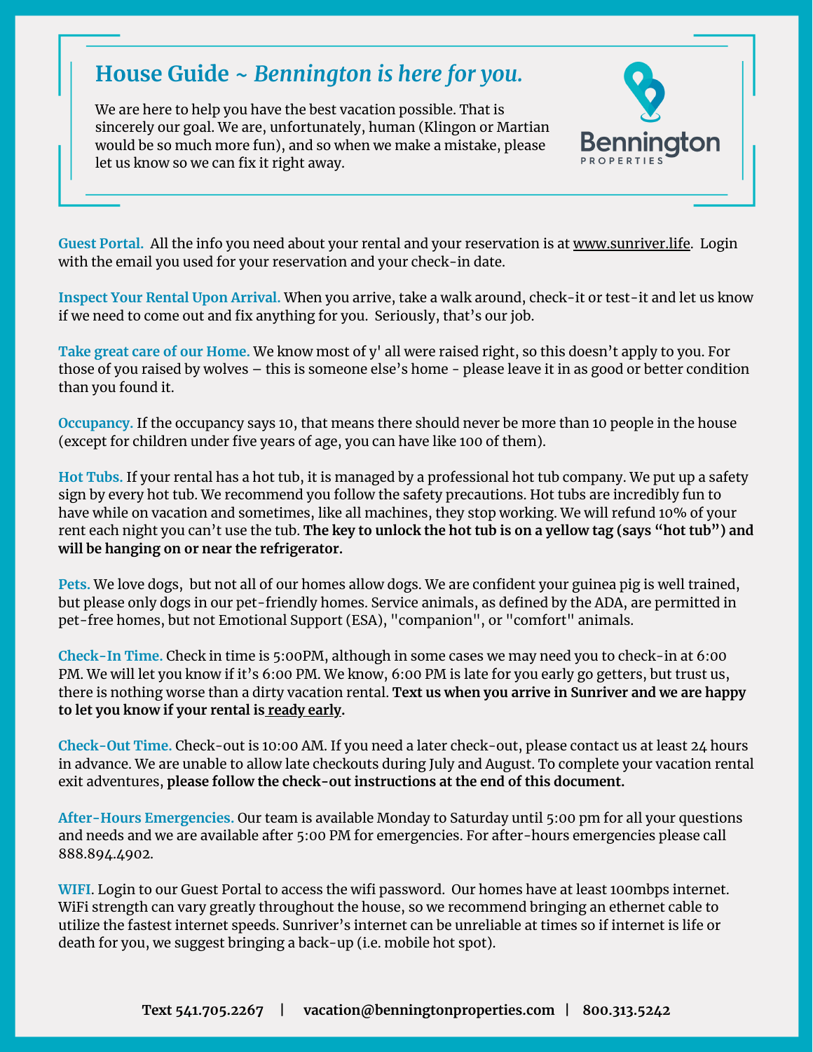# House Guide ~ *Bennington is here for you.*

We are here to help you have the best vacation possible. That is sincerely our goal. We are, unfortunately, human (Klingon or Martian would be so much more fun), and so when we make a mistake, please let us know so we can fix it right away.

Bennington
PROPERTIES

**Guest Portal.** All the info you need about your rental and your reservation is at www.sunriver.life. Login with the email you used for your reservation and your check-in date.

**Inspect Your Rental Upon Arrival.** When you arrive, take a walk around, check-it or test-it and let us know if we need to come out and fix anything for you. Seriously, that's our job.

**Take great care of our Home.** We know most of y' all were raised right, so this doesn't apply to you. For those of you raised by wolves – this is someone else's home - please leave it in as good or better condition than you found it.

**Occupancy.** If the occupancy says 10, that means there should never be more than 10 people in the house (except for children under five years of age, you can have like 100 of them).

**Hot Tubs.** If your rental has a hot tub, it is managed by a professional hot tub company. We put up a safety sign by every hot tub. We recommend you follow the safety precautions. Hot tubs are incredibly fun to have while on vacation and sometimes, like all machines, they stop working. We will refund 10% of your rent each night you can't use the tub. **The key to unlock the hot tub is on a yellow tag (says "hot tub") and will be hanging on or near the refrigerator.**

**Pets.** We love dogs, but not all of our homes allow dogs. We are confident your guinea pig is well trained, but please only dogs in our pet-friendly homes. Service animals, as defined by the ADA, are permitted in pet-free homes, but not Emotional Support (ESA), "companion", or "comfort" animals.

**Check-In Time.** Check in time is 5:00PM, although in some cases we may need you to check-in at 6:00 PM. We will let you know if it's 6:00 PM. We know, 6:00 PM is late for you early go getters, but trust us, there is nothing worse than a dirty vacation rental. **Text us when you arrive in Sunriver and we are happy to let you know if your rental is ready early.**

**Check-Out Time.** Check-out is 10:00 AM. If you need a later check-out, please contact us at least 24 hours in advance. We are unable to allow late checkouts during July and August. To complete your vacation rental exit adventures, **please follow the check-out instructions at the end of this document.**

**After-Hours Emergencies.** Our team is available Monday to Saturday until 5:00 pm for all your questions and needs and we are available after 5:00 PM for emergencies. For after-hours emergencies please call 888.894.4902.

**WIFI.** Login to our Guest Portal to access the wifi password. Our homes have at least 100mbps internet. WiFi strength can vary greatly throughout the house, so we recommend bringing an ethernet cable to utilize the fastest internet speeds. Sunriver's internet can be unreliable at times so if internet is life or death for you, we suggest bringing a back-up (i.e. mobile hot spot).

**Text 541.705.2267 | vacation@benningtonproperties.com | 800.313.5242**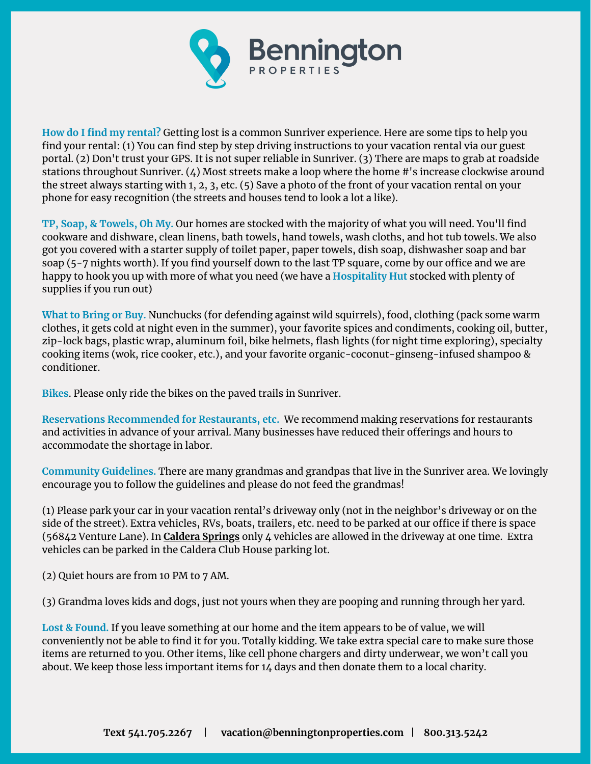# Bennington PROPERTIES

**How do I find my rental?** Getting lost is a common Sunriver experience. Here are some tips to help you find your rental: (1) You can find step by step driving instructions to your vacation rental via our guest portal. (2) Don't trust your GPS. It is not super reliable in Sunriver. (3) There are maps to grab at roadside stations throughout Sunriver. (4) Most streets make a loop where the home #'s increase clockwise around the street always starting with 1, 2, 3, etc. (5) Save a photo of the front of your vacation rental on your phone for easy recognition (the streets and houses tend to look a lot a like).

**TP, Soap, & Towels, Oh My.** Our homes are stocked with the majority of what you will need. You'll find cookware and dishware, clean linens, bath towels, hand towels, wash cloths, and hot tub towels. We also got you covered with a starter supply of toilet paper, paper towels, dish soap, dishwasher soap and bar soap (5-7 nights worth). If you find yourself down to the last TP square, come by our office and we are happy to hook you up with more of what you need (we have a **Hospitality Hut** stocked with plenty of supplies if you run out)

**What to Bring or Buy.** Nunchucks (for defending against wild squirrels), food, clothing (pack some warm clothes, it gets cold at night even in the summer), your favorite spices and condiments, cooking oil, butter, zip-lock bags, plastic wrap, aluminum foil, bike helmets, flash lights (for night time exploring), specialty cooking items (wok, rice cooker, etc.), and your favorite organic-coconut-ginseng-infused shampoo & conditioner.

**Bikes**. Please only ride the bikes on the paved trails in Sunriver.

**Reservations Recommended for Restaurants, etc.** We recommend making reservations for restaurants and activities in advance of your arrival. Many businesses have reduced their offerings and hours to accommodate the shortage in labor.

**Community Guidelines.** There are many grandmas and grandpas that live in the Sunriver area. We lovingly encourage you to follow the guidelines and please do not feed the grandmas!

(1) Please park your car in your vacation rental's driveway only (not in the neighbor's driveway or on the side of the street). Extra vehicles, RVs, boats, trailers, etc. need to be parked at our office if there is space (56842 Venture Lane). In **Caldera Springs** only 4 vehicles are allowed in the driveway at one time. Extra vehicles can be parked in the Caldera Club House parking lot.

(2) Quiet hours are from 10 PM to 7 AM.

(3) Grandma loves kids and dogs, just not yours when they are pooping and running through her yard.

**Lost & Found.** If you leave something at our home and the item appears to be of value, we will conveniently not be able to find it for you. Totally kidding. We take extra special care to make sure those items are returned to you. Other items, like cell phone chargers and dirty underwear, we won't call you about. We keep those less important items for 14 days and then donate them to a local charity.

**Text 541.705.2267 | vacation@benningtonproperties.com | 800.313.5242**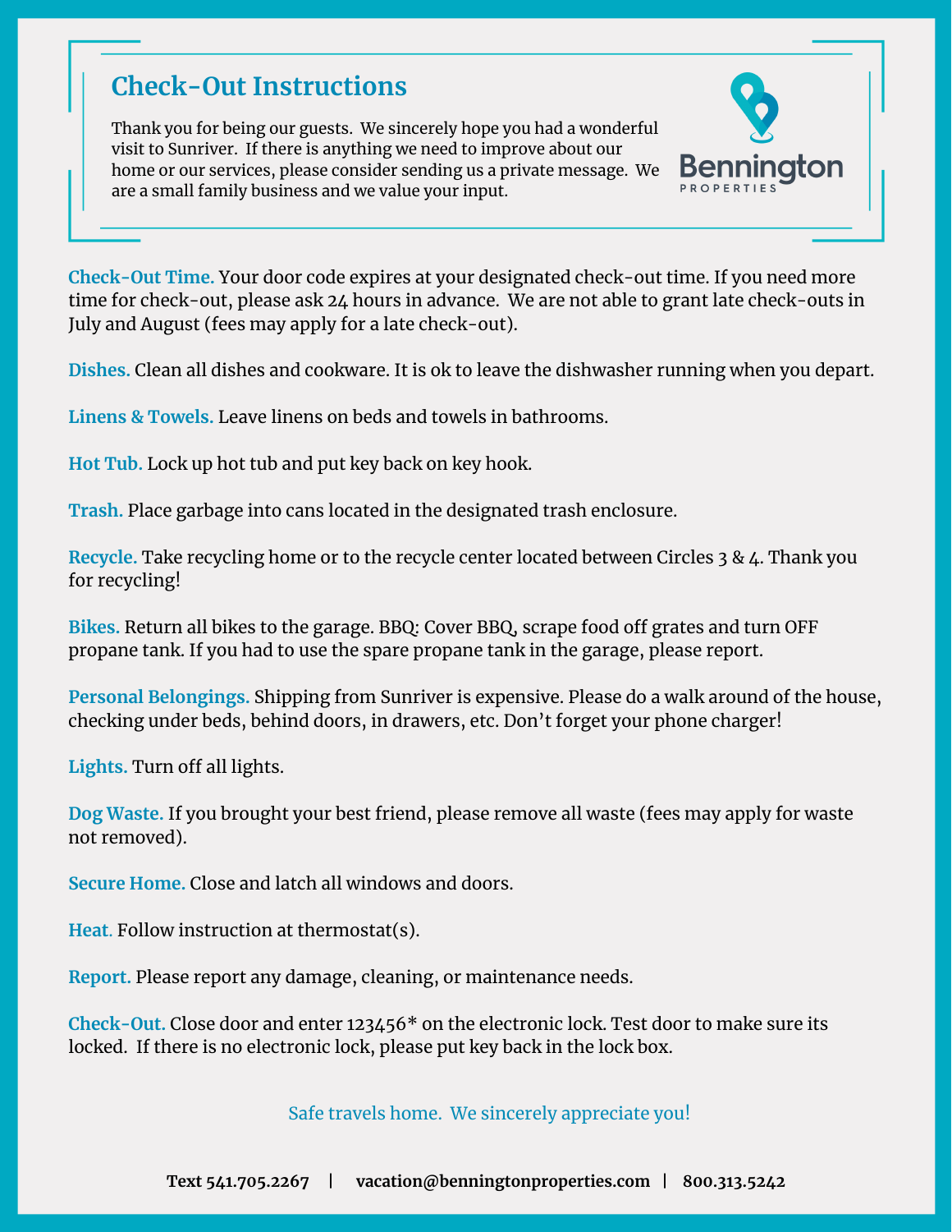# Check-Out Instructions

Thank you for being our guests. We sincerely hope you had a wonderful visit to Sunriver. If there is anything we need to improve about our home or our services, please consider sending us a private message. We are a small family business and we value your input.

Bennington
PROPERTIES

**Check-Out Time.** Your door code expires at your designated check-out time. If you need more time for check-out, please ask 24 hours in advance. We are not able to grant late check-outs in July and August (fees may apply for a late check-out).

**Dishes.** Clean all dishes and cookware. It is ok to leave the dishwasher running when you depart.

**Linens & Towels.** Leave linens on beds and towels in bathrooms.

**Hot Tub.** Lock up hot tub and put key back on key hook.

**Trash.** Place garbage into cans located in the designated trash enclosure.

**Recycle.** Take recycling home or to the recycle center located between Circles 3 & 4. Thank you for recycling!

**Bikes.** Return all bikes to the garage. BBQ: Cover BBQ, scrape food off grates and turn OFF propane tank. If you had to use the spare propane tank in the garage, please report.

**Personal Belongings.** Shipping from Sunriver is expensive. Please do a walk around of the house, checking under beds, behind doors, in drawers, etc. Don't forget your phone charger!

**Lights.** Turn off all lights.

**Dog Waste.** If you brought your best friend, please remove all waste (fees may apply for waste not removed).

**Secure Home.** Close and latch all windows and doors.

**Heat.** Follow instruction at thermostat(s).

**Report.** Please report any damage, cleaning, or maintenance needs.

**Check-Out.** Close door and enter 123456* on the electronic lock. Test door to make sure its locked. If there is no electronic lock, please put key back in the lock box.

Safe travels home. We sincerely appreciate you!

**Text 541.705.2267 | vacation@benningtonproperties.com | 800.313.5242**